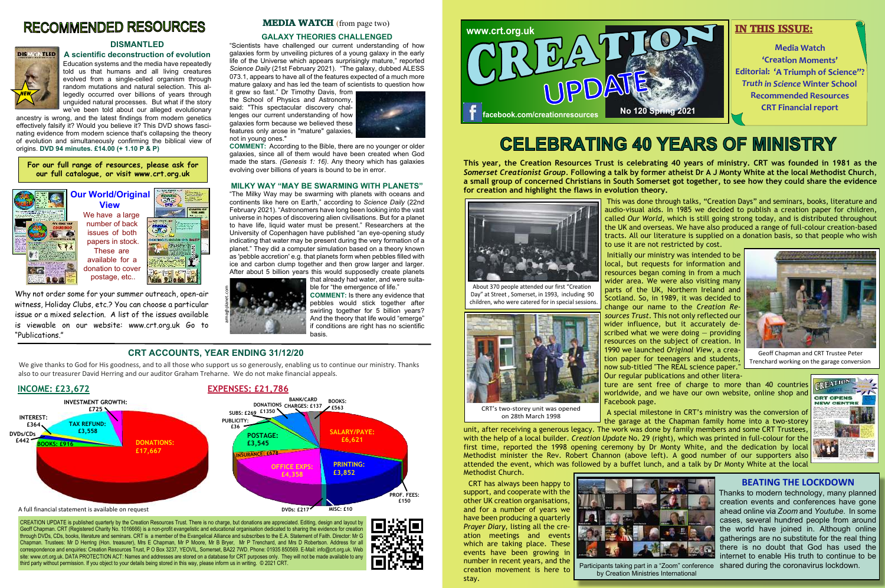# CREATION UPDATE

www.crt.org.uk

facebook.com/creationresources

No 120 Spring 2021

## IN THIS ISSUE:

- Media Watch
- 'Creation Moments'
- Editorial: 'A Triumph of Science"?
- *Truth in Science* Winter School
- Recommended Resources
- CRT Financial report

# CELEBRATING 40 YEARS OF MINISTRY

**This year, the Creation Resources Trust is celebrating 40 years of ministry. CRT was founded in 1981 as the *Somerset Creationist Group*. Following a talk by former atheist Dr A J Monty White at the local Methodist Church, a small group of concerned Christians in South Somerset got together, to see how they could share the evidence for creation and highlight the flaws in evolution theory.**

This was done through talks, "Creation Days" and seminars, books, literature and audio-visual aids. In 1985 we decided to publish a creation paper for children, called *Our World*, which is still going strong today, and is distributed throughout the UK and overseas. We have also produced a range of full-colour creation-based tracts. All our literature is supplied on a donation basis, so that people who wish to use it are not restricted by cost.

About 370 people attended our first "Creation Day" at Street , Somerset, in 1993, including 90 children, who were catered for in special sessions.

Initially our ministry was intended to be local, but requests for information and resources began coming in from a much wider area. We were also visiting many parts of the UK, Northern Ireland and Scotland. So, in 1989, it was decided to change our name to the *Creation Resources Trust*. This not only reflected our wider influence, but it accurately described what we were doing – providing resources on the subject of creation. In 1990 we launched *Original View*, a creation paper for teenagers and students, now sub-titled "The REAL science paper." Our regular publications and other literature are sent free of charge to more than 40 countries worldwide, and we have our own website, online shop and Facebook page.

Geoff Chapman and CRT Trustee Peter Trenchard working on the garage conversion

CRT's two-storey unit was opened on 28th March 1998

A special milestone in CRT's ministry was the conversion of the garage at the Chapman family home into a two-storey unit, after receiving a generous legacy. The work was done by family members and some CRT Trustees, with the help of a local builder. *Creation Update* No. 29 (right), which was printed in full-colour for the first time, reported the 1998 opening ceremony by Dr Monty White, and the dedication by local Methodist minister the Rev. Robert Channon (above left). A good number of our supporters also attended the event, which was followed by a buffet lunch, and a talk by Dr Monty White at the local Methodist Church.

CRT has always been happy to support, and cooperate with the other UK creation organisations, and for a number of years we have been producing a quarterly *Prayer Diary*, listing all the creation meetings and events which are taking place. These events have been growing in number in recent years, and the creation movement is here to stay.

Participants taking part in a "Zoom" conference by Creation Ministries International

### BEATING THE LOCKDOWN

Thanks to modern technology, many planned creation events and conferences have gone ahead online via *Zoom* and *Youtube*. In some cases, several hundred people from around the world have joined in. Although online gatherings are no substitute for the real thing there is no doubt that God has used the internet to enable His truth to continue to be shared during the coronavirus lockdown.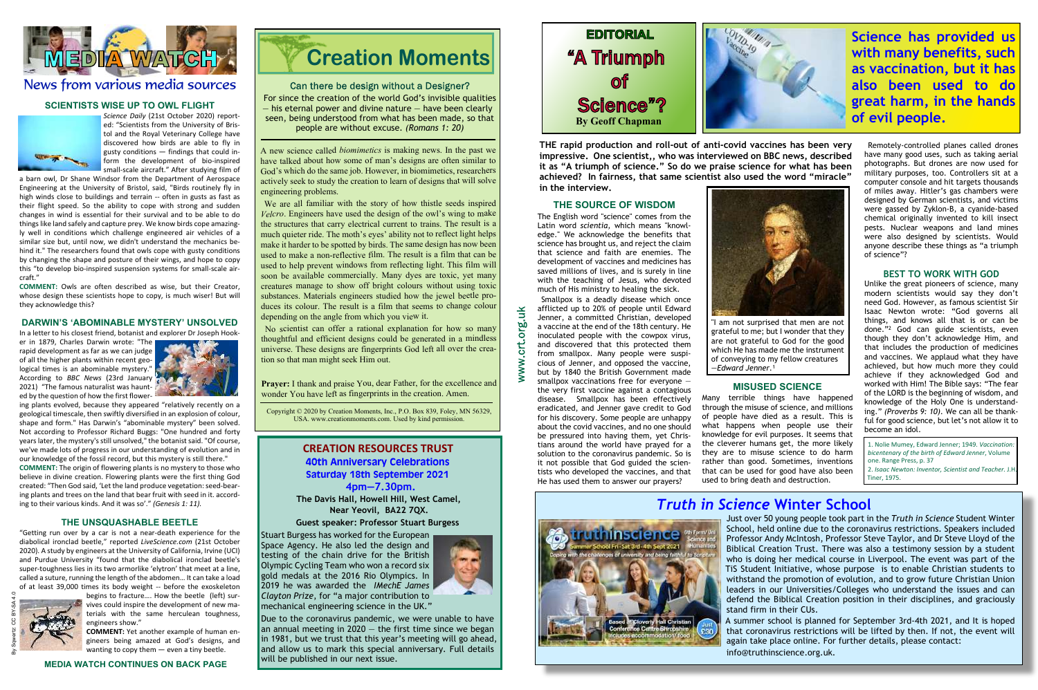# MEDIA WATCH

## News from various media sources

### SCIENTISTS WISE UP TO OWL FLIGHT

*Science Daily* (21st October 2020) reported: "Scientists from the University of Bristol and the Royal Veterinary College have discovered how birds are able to fly in gusty conditions — findings that could inform the development of bio-inspired small-scale aircraft." After studying film of a barn owl, Dr Shane Windsor from the Department of Aerospace Engineering at the University of Bristol, said, "Birds routinely fly in high winds close to buildings and terrain -- often in gusts as fast as their flight speed. So the ability to cope with strong and sudden changes in wind is essential for their survival and to be able to do things like land safely and capture prey. We know birds cope amazingly well in conditions which challenge engineered air vehicles of a similar size but, until now, we didn't understand the mechanics behind it." The researchers found that owls cope with gusty conditions by changing the shape and posture of their wings, and hope to copy this "to develop bio-inspired suspension systems for small-scale aircraft."

**COMMENT**: Owls are often described as wise, but their Creator, whose design these scientists hope to copy, is much wiser! But will they acknowledge this?

### DARWIN'S 'ABOMINABLE MYSTERY' UNSOLVED

In a letter to his closest friend, botanist and explorer Dr Joseph Hooker in 1879, Charles Darwin wrote: "The rapid development as far as we can judge of all the higher plants within recent geological times is an abominable mystery." According to *BBC News* (23rd January 2021) "The famous naturalist was haunted by the question of how the first flowering plants evolved, because they appeared "relatively recently on a geological timescale, then swiftly diversified in an explosion of colour, shape and form." Has Darwin's "abominable mystery" been solved. Not according to Professor Richard Buggs: "One hundred and forty years later, the mystery's still unsolved," the botanist said. "Of course, we've made lots of progress in our understanding of evolution and in our knowledge of the fossil record, but this mystery is still there."

**COMMENT**: The origin of flowering plants is no mystery to those who believe in divine creation. Flowering plants were the first thing God created: "Then God said, 'Let the land produce vegetation: seed-bearing plants and trees on the land that bear fruit with seed in it. according to their various kinds. And it was so'." *(Genesis 1: 11).*

### THE UNSQUASHABLE BEETLE

"Getting run over by a car is not a near-death experience for the diabolical ironclad beetle," reported *LiveScience.com* (21st October 2020). A study by engineers at the University of California, Irvine (UCI) and Purdue University "found that the diabolical ironclad beetle's super-toughness lies in its two armorlike 'elytron' that meet in a line, called a suture, running the length of the abdomen... It can take a load of at least 39,000 times its body weight -- before the exoskeleton begins to fracture.... How the beetle (left) survives could inspire the development of new materials with the same herculean toughness, engineers show."

**COMMENT:** Yet another example of human engineers being amazed at God's designs, and wanting to copy them — even a tiny beetle.

By Sqwertz. CC BY-SA 4.0

**MEDIA WATCH CONTINUES ON BACK PAGE**

# Creation Moments

**Can there be design without a Designer?**

For since the creation of the world God's invisible qualities — his eternal power and divine nature — have been clearly seen, being understood from what has been made, so that people are without excuse. *(Romans 1: 20)*

A new science called *biomimetics* is making news. In the past we have talked about how some of man's designs are often similar to God's which do the same job. However, in biomimetics, researchers actively seek to study the creation to learn of designs that will solve engineering problems.

We are all familiar with the story of how thistle seeds inspired *Velcro*. Engineers have used the design of the owl's wing to make the structures that carry electrical current to trains. The result is a much quieter ride. The moth's eyes' ability not to reflect light helps make it harder to be spotted by birds. The same design has now been used to make a non-reflective film. The result is a film that can be used to help prevent windows from reflecting light. This film will soon be available commercially. Many dyes are toxic, yet many creatures manage to show off bright colours without using toxic substances. Materials engineers studied how the jewel beetle produces its colour. The result is a film that seems to change colour depending on the angle from which you view it.

No scientist can offer a rational explanation for how so many thoughtful and efficient designs could be generated in a mindless universe. These designs are fingerprints God left all over the creation so that man might seek Him out.

**Prayer:** I thank and praise You, dear Father, for the excellence and wonder You have left as fingerprints in the creation. Amen.

Copyright © 2020 by Creation Moments, Inc., P.O. Box 839, Foley, MN 56329, USA. www.creationmoments.com. Used by kind permission.

## CREATION RESOURCES TRUST

**40th Anniversary Celebrations**
**Saturday 18th September 2021**
**4pm—7.30pm.**
**The Davis Hall, Howell Hill, West Camel, Near Yeovil, BA22 7QX.**
**Guest speaker: Professor Stuart Burgess**

Stuart Burgess has worked for the European Space Agency. He also led the design and testing of the chain drive for the British Olympic Cycling Team who won a record six gold medals at the 2016 Rio Olympics. In 2019 he was awarded the *IMechE James Clayton Prize*, for "a major contribution to mechanical engineering science in the UK."

Due to the coronavirus pandemic, we were unable to have an annual meeting in 2020 — the first time since we began in 1981, but we trust that this year's meeting will go ahead, and allow us to mark this special anniversary. Full details will be published in our next issue.

www.crt.org.uk

# EDITORIAL
## "A Triumph of Science"?
**By Geoff Chapman**

**Science has provided us with many benefits, such as vaccination, but it has also been used to do great harm, in the hands of evil people.**

**THE rapid production and roll-out of anti-covid vaccines has been very impressive. One scientist,, who was interviewed on BBC news, described it as "A triumph of science." So do we praise science for what has been achieved? In fairness, that same scientist also used the word "miracle" in the interview.**

### THE SOURCE OF WISDOM

The English word "science" comes from the Latin word *scientia*, which means "knowledge." We acknowledge the benefits that science has brought us, and reject the claim that science and faith are enemies. The development of vaccines and medicines has saved millions of lives, and is surely in line with the teaching of Jesus, who devoted much of His ministry to healing the sick.

Smallpox is a deadly disease which once afflicted up to 20% of people until Edward Jenner, a committed Christian, developed a vaccine at the end of the 18th century. He inoculated people with the cowpox virus, and discovered that this protected them from smallpox. Many people were suspicious of Jenner, and opposed the vaccine, but by 1840 the British Government made smallpox vaccinations free for everyone — the very first vaccine against a contagious disease. Smallpox has been effectively eradicated, and Jenner gave credit to God for his discovery. Some people are unhappy about the covid vaccines, and no one should be pressured into having them, yet Christians around the world have prayed for a solution to the coronavirus pandemic. So is it not possible that God guided the scientists who developed the vaccines, and that He has used them to answer our prayers?

"I am not surprised that men are not grateful to me; but I wonder that they are not grateful to God for the good which He has made me the instrument of conveying to my fellow creatures —*Edward Jenner.*[1]

### MISUSED SCIENCE

Many terrible things have happened through the misuse of science, and millions of people have died as a result. This is what happens when people use their knowledge for evil purposes. It seems that the cleverer humans get, the more likely they are to misuse science to do harm rather than good. Sometimes, inventions that can be used for good have also been used to bring death and destruction.

Remotely-controlled planes called drones have many good uses, such as taking aerial photographs. But drones are now used for military purposes, too. Controllers sit at a computer console and hit targets thousands of miles away. Hitler's gas chambers were designed by German scientists, and victims were gassed by Zyklon-B, a cyanide-based chemical originally invented to kill insect pests. Nuclear weapons and land mines were also designed by scientists. Would anyone describe these things as "a triumph of science"?

### BEST TO WORK WITH GOD

Unlike the great pioneers of science, many modern scientists would say they don't need God. However, as famous scientist Sir Isaac Newton wrote: "God governs all things, and knows all that is or can be done."[2] God can guide scientists, even though they don't acknowledge Him, and that includes the production of medicines and vaccines. We applaud what they have achieved, but how much more they could achieve if they acknowledged God and worked with Him! The Bible says: "The fear of the LORD is the beginning of wisdom, and knowledge of the Holy One is understanding." *(Proverbs 9: 10)*. We can all be thankful for good science, but let's not allow it to become an idol.

1. Nolie Mumey, Edward Jenner; 1949. *Vaccination: bicentenary of the birth of Edward Jenner*, Volume one. Range Press, p. 37
2. *Isaac Newton: Inventor, Scientist and Teacher*. J.H. Tiner, 1975.

## *Truth in Science* Winter School

Just over 50 young people took part in the *Truth in Science* Student Winter School, held online due to the coronavirus restrictions. Speakers included Professor Andy McIntosh, Professor Steve Taylor, and Dr Steve Lloyd of the Biblical Creation Trust. There was also a testimony session by a student who is doing her medical course in Liverpool. The event was part of the TiS Student Initiative, whose purpose is to enable Christian students to withstand the promotion of evolution, and to grow future Christian Union leaders in our Universities/Colleges who understand the issues and can defend the Biblical Creation position in their disciplines, and graciously stand firm in their CUs.

A summer school is planned for September 3rd-4th 2021, and It is hoped that coronavirus restrictions will be lifted by then. If not, the event will again take place online. For further details, please contact: info@truthinscience.org.uk.